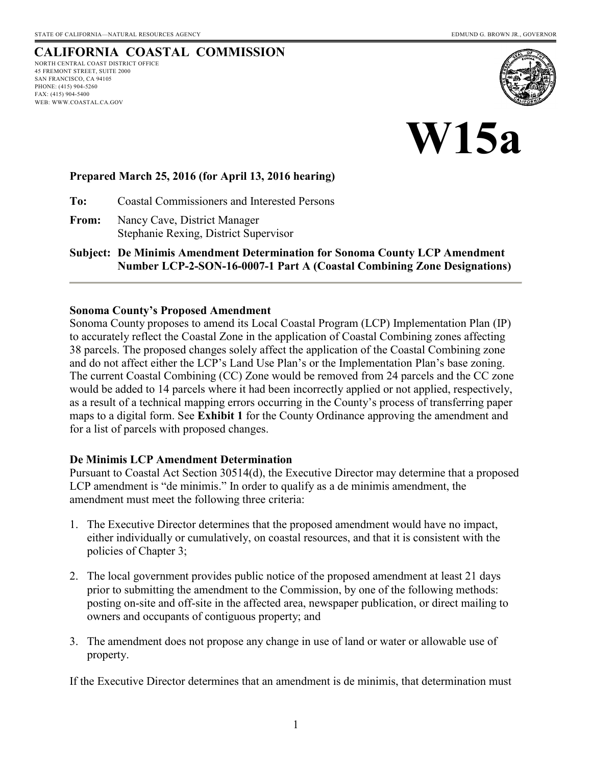STATE OF CALIFORNIA—NATURAL RESOURCES AGENCY EDMUND G. BROWN JR., GOVERNOR

# CALIFORNIA COASTAL COMMISSION

NORTH CENTRAL COAST DISTRICT OFFICE
45 FREMONT STREET, SUITE 2000
SAN FRANCISCO, CA 94105
PHONE: (415) 904-5260
FAX: (415) 904-5400
WEB: WWW.COASTAL.CA.GOV

# W15a

**Prepared March 25, 2016 (for April 13, 2016 hearing)**

**To:** Coastal Commissioners and Interested Persons

**From:** Nancy Cave, District Manager
Stephanie Rexing, District Supervisor

**Subject: De Minimis Amendment Determination for Sonoma County LCP Amendment Number LCP-2-SON-16-0007-1 Part A (Coastal Combining Zone Designations)**

---

**Sonoma County's Proposed Amendment**

Sonoma County proposes to amend its Local Coastal Program (LCP) Implementation Plan (IP) to accurately reflect the Coastal Zone in the application of Coastal Combining zones affecting 38 parcels. The proposed changes solely affect the application of the Coastal Combining zone and do not affect either the LCP's Land Use Plan's or the Implementation Plan's base zoning. The current Coastal Combining (CC) Zone would be removed from 24 parcels and the CC zone would be added to 14 parcels where it had been incorrectly applied or not applied, respectively, as a result of a technical mapping errors occurring in the County's process of transferring paper maps to a digital form. See **Exhibit 1** for the County Ordinance approving the amendment and for a list of parcels with proposed changes.

**De Minimis LCP Amendment Determination**

Pursuant to Coastal Act Section 30514(d), the Executive Director may determine that a proposed LCP amendment is "de minimis." In order to qualify as a de minimis amendment, the amendment must meet the following three criteria:

1. The Executive Director determines that the proposed amendment would have no impact, either individually or cumulatively, on coastal resources, and that it is consistent with the policies of Chapter 3;

2. The local government provides public notice of the proposed amendment at least 21 days prior to submitting the amendment to the Commission, by one of the following methods: posting on-site and off-site in the affected area, newspaper publication, or direct mailing to owners and occupants of contiguous property; and

3. The amendment does not propose any change in use of land or water or allowable use of property.

If the Executive Director determines that an amendment is de minimis, that determination must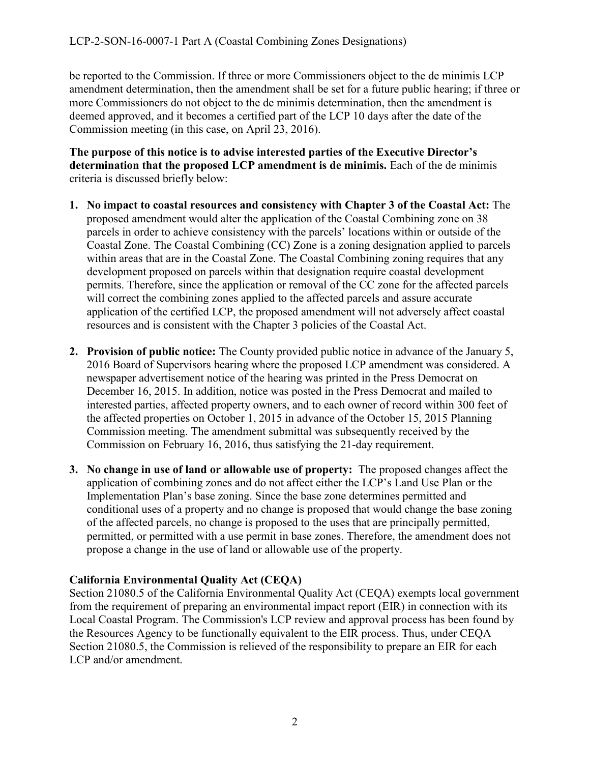be reported to the Commission. If three or more Commissioners object to the de minimis LCP amendment determination, then the amendment shall be set for a future public hearing; if three or more Commissioners do not object to the de minimis determination, then the amendment is deemed approved, and it becomes a certified part of the LCP 10 days after the date of the Commission meeting (in this case, on April 23, 2016).

**The purpose of this notice is to advise interested parties of the Executive Director's determination that the proposed LCP amendment is de minimis.** Each of the de minimis criteria is discussed briefly below:

1. **No impact to coastal resources and consistency with Chapter 3 of the Coastal Act:** The proposed amendment would alter the application of the Coastal Combining zone on 38 parcels in order to achieve consistency with the parcels' locations within or outside of the Coastal Zone. The Coastal Combining (CC) Zone is a zoning designation applied to parcels within areas that are in the Coastal Zone. The Coastal Combining zoning requires that any development proposed on parcels within that designation require coastal development permits. Therefore, since the application or removal of the CC zone for the affected parcels will correct the combining zones applied to the affected parcels and assure accurate application of the certified LCP, the proposed amendment will not adversely affect coastal resources and is consistent with the Chapter 3 policies of the Coastal Act.

2. **Provision of public notice:** The County provided public notice in advance of the January 5, 2016 Board of Supervisors hearing where the proposed LCP amendment was considered. A newspaper advertisement notice of the hearing was printed in the Press Democrat on December 16, 2015. In addition, notice was posted in the Press Democrat and mailed to interested parties, affected property owners, and to each owner of record within 300 feet of the affected properties on October 1, 2015 in advance of the October 15, 2015 Planning Commission meeting. The amendment submittal was subsequently received by the Commission on February 16, 2016, thus satisfying the 21-day requirement.

3. **No change in use of land or allowable use of property:** The proposed changes affect the application of combining zones and do not affect either the LCP's Land Use Plan or the Implementation Plan's base zoning. Since the base zone determines permitted and conditional uses of a property and no change is proposed that would change the base zoning of the affected parcels, no change is proposed to the uses that are principally permitted, permitted, or permitted with a use permit in base zones. Therefore, the amendment does not propose a change in the use of land or allowable use of the property.

**California Environmental Quality Act (CEQA)**

Section 21080.5 of the California Environmental Quality Act (CEQA) exempts local government from the requirement of preparing an environmental impact report (EIR) in connection with its Local Coastal Program. The Commission's LCP review and approval process has been found by the Resources Agency to be functionally equivalent to the EIR process. Thus, under CEQA Section 21080.5, the Commission is relieved of the responsibility to prepare an EIR for each LCP and/or amendment.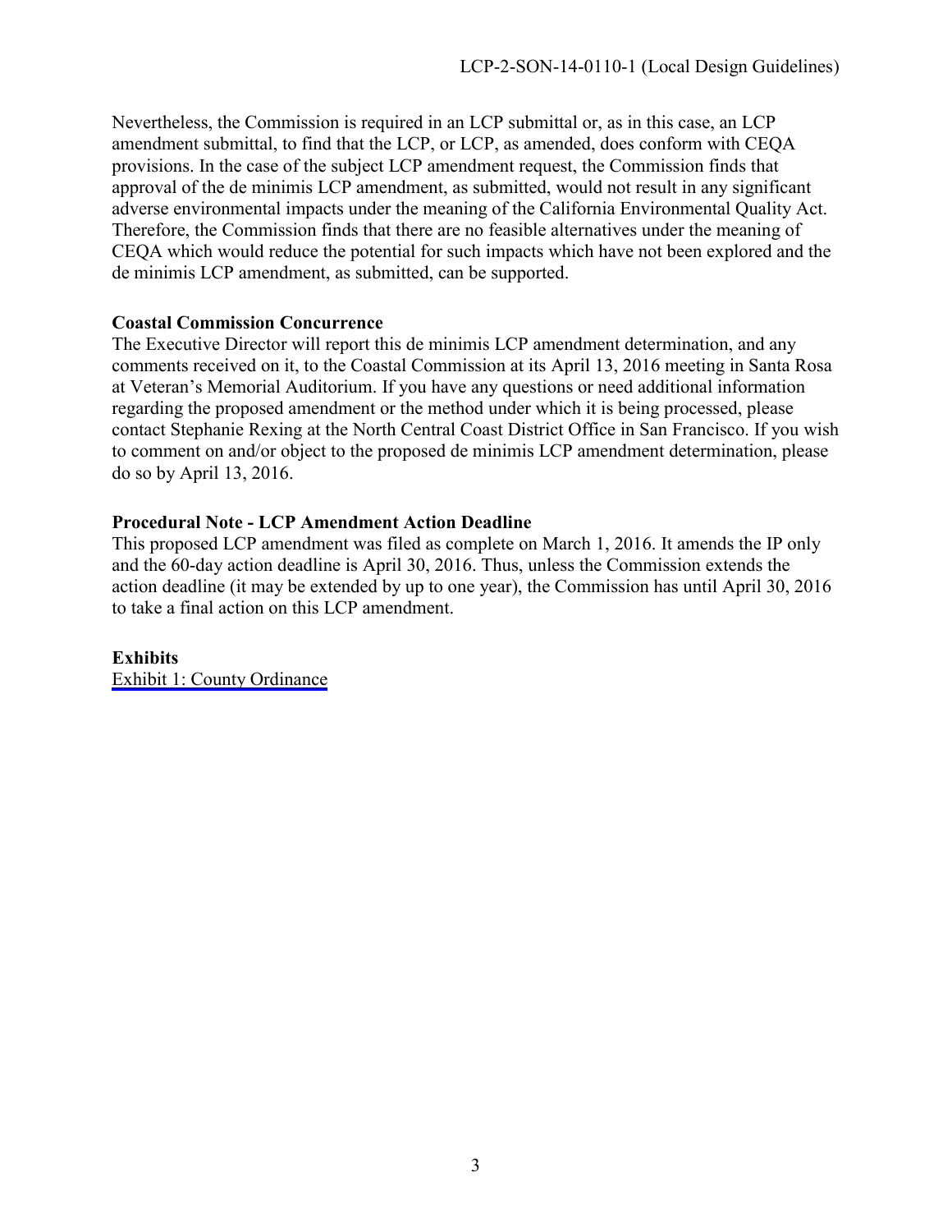Nevertheless, the Commission is required in an LCP submittal or, as in this case, an LCP amendment submittal, to find that the LCP, or LCP, as amended, does conform with CEQA provisions. In the case of the subject LCP amendment request, the Commission finds that approval of the de minimis LCP amendment, as submitted, would not result in any significant adverse environmental impacts under the meaning of the California Environmental Quality Act. Therefore, the Commission finds that there are no feasible alternatives under the meaning of CEQA which would reduce the potential for such impacts which have not been explored and the de minimis LCP amendment, as submitted, can be supported.

**Coastal Commission Concurrence**

The Executive Director will report this de minimis LCP amendment determination, and any comments received on it, to the Coastal Commission at its April 13, 2016 meeting in Santa Rosa at Veteran's Memorial Auditorium. If you have any questions or need additional information regarding the proposed amendment or the method under which it is being processed, please contact Stephanie Rexing at the North Central Coast District Office in San Francisco. If you wish to comment on and/or object to the proposed de minimis LCP amendment determination, please do so by April 13, 2016.

**Procedural Note - LCP Amendment Action Deadline**

This proposed LCP amendment was filed as complete on March 1, 2016. It amends the IP only and the 60-day action deadline is April 30, 2016. Thus, unless the Commission extends the action deadline (it may be extended by up to one year), the Commission has until April 30, 2016 to take a final action on this LCP amendment.

**Exhibits**

Exhibit 1: County Ordinance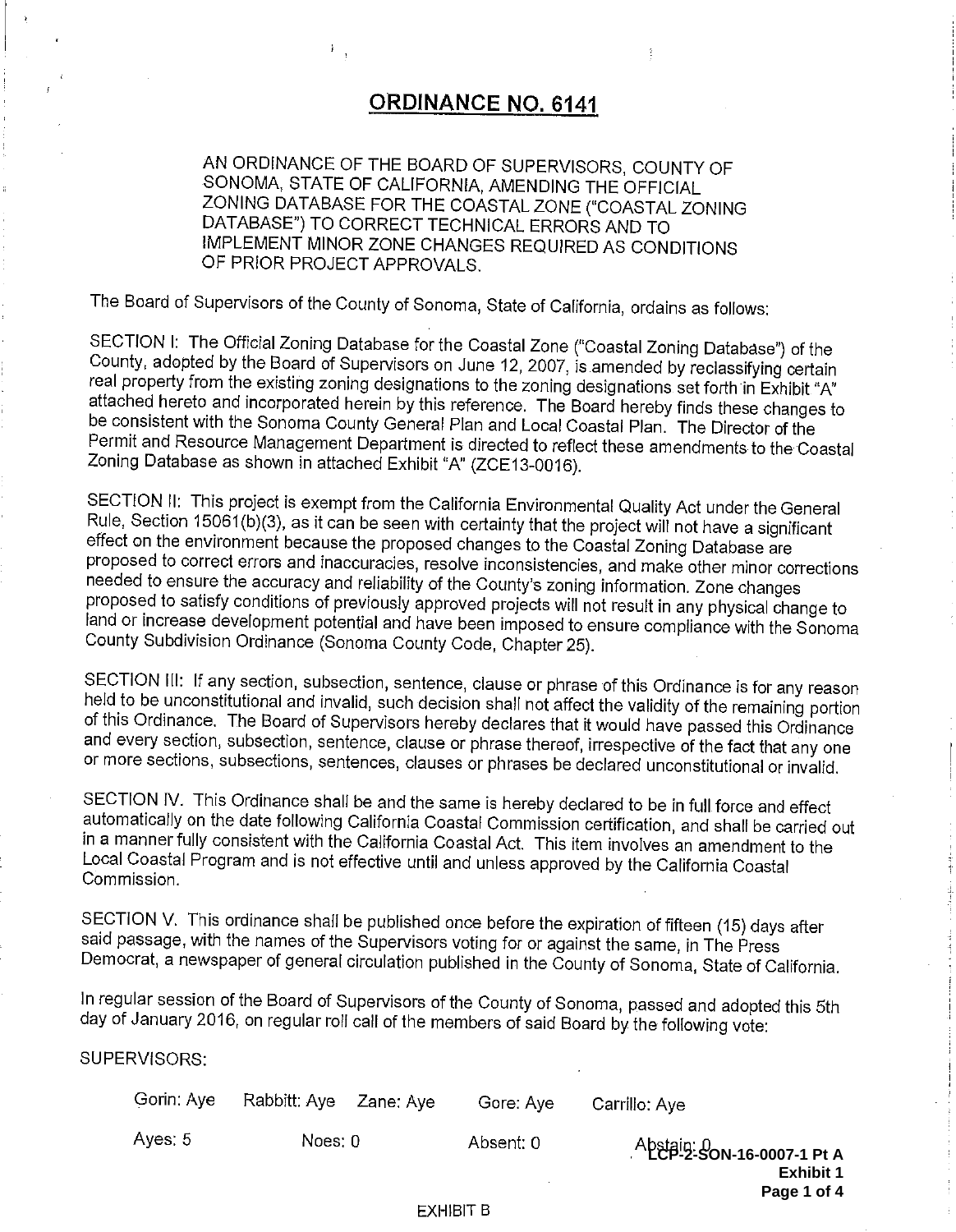# ORDINANCE NO. 6141

AN ORDINANCE OF THE BOARD OF SUPERVISORS, COUNTY OF SONOMA, STATE OF CALIFORNIA, AMENDING THE OFFICIAL ZONING DATABASE FOR THE COASTAL ZONE ("COASTAL ZONING DATABASE") TO CORRECT TECHNICAL ERRORS AND TO IMPLEMENT MINOR ZONE CHANGES REQUIRED AS CONDITIONS OF PRIOR PROJECT APPROVALS.

The Board of Supervisors of the County of Sonoma, State of California, ordains as follows:

SECTION I: The Official Zoning Database for the Coastal Zone ("Coastal Zoning Database") of the County, adopted by the Board of Supervisors on June 12, 2007, is amended by reclassifying certain real property from the existing zoning designations to the zoning designations set forth in Exhibit "A" attached hereto and incorporated herein by this reference. The Board hereby finds these changes to be consistent with the Sonoma County General Plan and Local Coastal Plan. The Director of the Permit and Resource Management Department is directed to reflect these amendments to the Coastal Zoning Database as shown in attached Exhibit "A" (ZCE13-0016).

SECTION II: This project is exempt from the California Environmental Quality Act under the General Rule, Section 15061(b)(3), as it can be seen with certainty that the project will not have a significant effect on the environment because the proposed changes to the Coastal Zoning Database are proposed to correct errors and inaccuracies, resolve inconsistencies, and make other minor corrections needed to ensure the accuracy and reliability of the County's zoning information. Zone changes proposed to satisfy conditions of previously approved projects will not result in any physical change to land or increase development potential and have been imposed to ensure compliance with the Sonoma County Subdivision Ordinance (Sonoma County Code, Chapter 25).

SECTION III: If any section, subsection, sentence, clause or phrase of this Ordinance is for any reason held to be unconstitutional and invalid, such decision shall not affect the validity of the remaining portion of this Ordinance. The Board of Supervisors hereby declares that it would have passed this Ordinance and every section, subsection, sentence, clause or phrase thereof, irrespective of the fact that any one or more sections, subsections, sentences, clauses or phrases be declared unconstitutional or invalid.

SECTION IV. This Ordinance shall be and the same is hereby declared to be in full force and effect automatically on the date following California Coastal Commission certification, and shall be carried out in a manner fully consistent with the California Coastal Act. This item involves an amendment to the Local Coastal Program and is not effective until and unless approved by the California Coastal Commission.

SECTION V. This ordinance shall be published once before the expiration of fifteen (15) days after said passage, with the names of the Supervisors voting for or against the same, in The Press Democrat, a newspaper of general circulation published in the County of Sonoma, State of California.

In regular session of the Board of Supervisors of the County of Sonoma, passed and adopted this 5th day of January 2016, on regular roll call of the members of said Board by the following vote:

SUPERVISORS:

| Gorin: Aye | Rabbitt: Aye | Zane: Aye | Gore: Aye | Carrillo: Aye |
|---|---|---|---|---|
| Ayes: 5 | Noes: 0 | | Absent: 0 | Abstain: 0 |

**LCP-2-SON-16-0007-1 Pt A**
**Exhibit 1**
**Page 1 of 4**

EXHIBIT B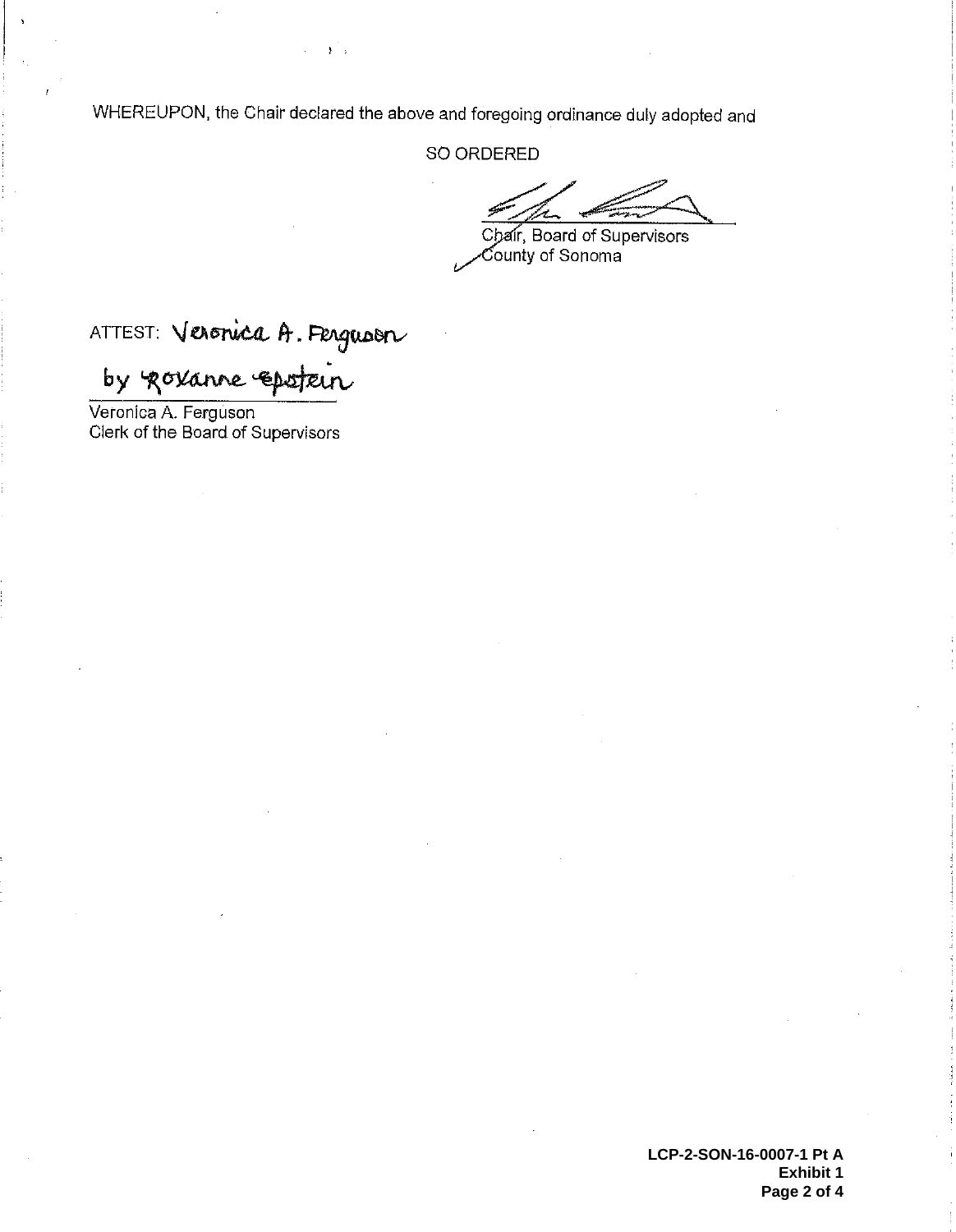WHEREUPON, the Chair declared the above and foregoing ordinance duly adopted and

SO ORDERED

Chair, Board of Supervisors
County of Sonoma

ATTEST: Veronica A. Ferguson
by Roxanne Epstein

Veronica A. Ferguson
Clerk of the Board of Supervisors

**LCP-2-SON-16-0007-1 Pt A**
**Exhibit 1**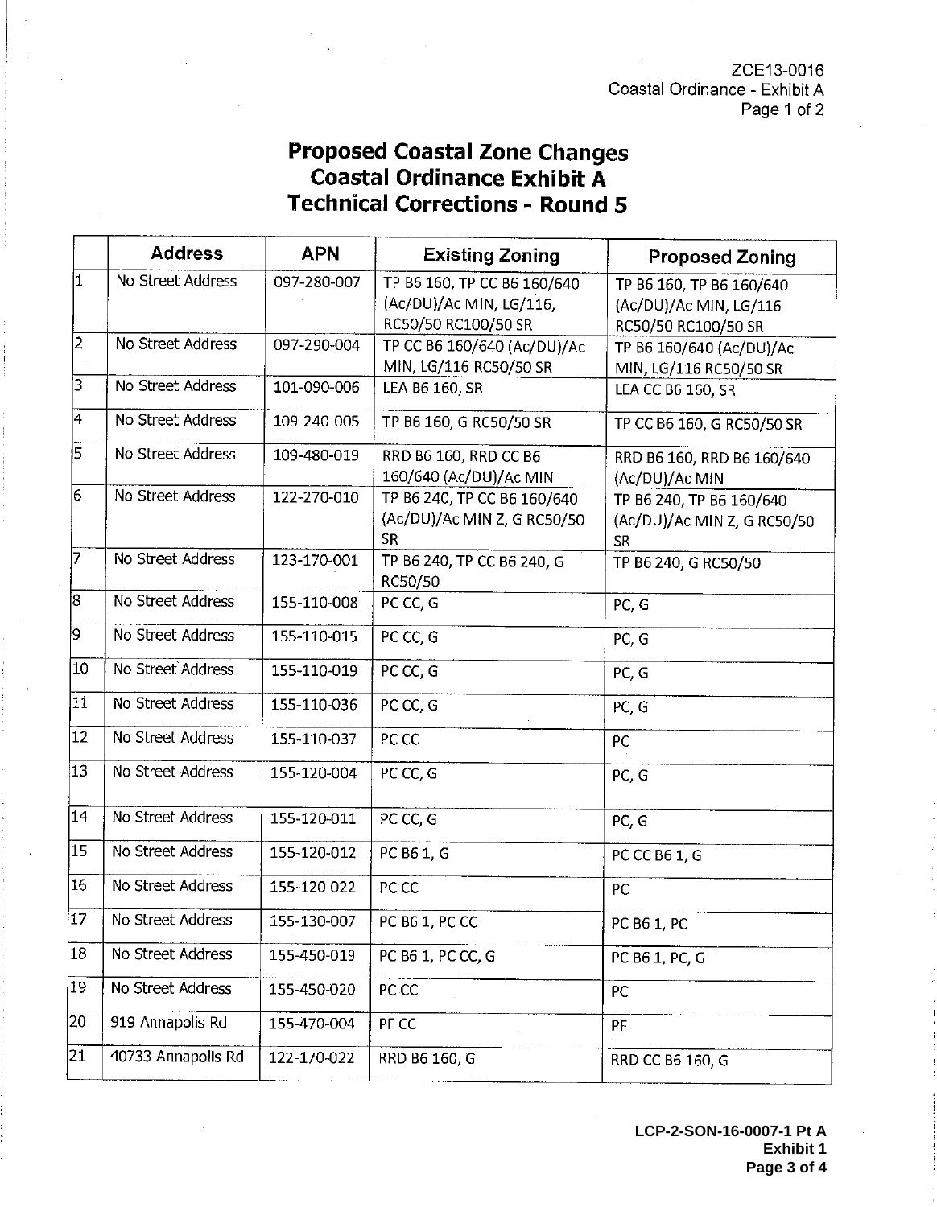# Proposed Coastal Zone Changes
## Coastal Ordinance Exhibit A
## Technical Corrections - Round 5

| | Address | APN | Existing Zoning | Proposed Zoning |
|---|---|---|---|---|
| 1 | No Street Address | 097-280-007 | TP B6 160, TP CC B6 160/640 (Ac/DU)/Ac MIN, LG/116, RC50/50 RC100/50 SR | TP B6 160, TP B6 160/640 (Ac/DU)/Ac MIN, LG/116 RC50/50 RC100/50 SR |
| 2 | No Street Address | 097-290-004 | TP CC B6 160/640 (Ac/DU)/Ac MIN, LG/116 RC50/50 SR | TP B6 160/640 (Ac/DU)/Ac MIN, LG/116 RC50/50 SR |
| 3 | No Street Address | 101-090-006 | LEA B6 160, SR | LEA CC B6 160, SR |
| 4 | No Street Address | 109-240-005 | TP B6 160, G RC50/50 SR | TP CC B6 160, G RC50/50 SR |
| 5 | No Street Address | 109-480-019 | RRD B6 160, RRD CC B6 160/640 (Ac/DU)/Ac MIN | RRD B6 160, RRD B6 160/640 (Ac/DU)/Ac MIN |
| 6 | No Street Address | 122-270-010 | TP B6 240, TP CC B6 160/640 (Ac/DU)/Ac MIN Z, G RC50/50 SR | TP B6 240, TP B6 160/640 (Ac/DU)/Ac MIN Z, G RC50/50 SR |
| 7 | No Street Address | 123-170-001 | TP B6 240, TP CC B6 240, G RC50/50 | TP B6 240, G RC50/50 |
| 8 | No Street Address | 155-110-008 | PC CC, G | PC, G |
| 9 | No Street Address | 155-110-015 | PC CC, G | PC, G |
| 10 | No Street Address | 155-110-019 | PC CC, G | PC, G |
| 11 | No Street Address | 155-110-036 | PC CC, G | PC, G |
| 12 | No Street Address | 155-110-037 | PC CC | PC |
| 13 | No Street Address | 155-120-004 | PC CC, G | PC, G |
| 14 | No Street Address | 155-120-011 | PC CC, G | PC, G |
| 15 | No Street Address | 155-120-012 | PC B6 1, G | PC CC B6 1, G |
| 16 | No Street Address | 155-120-022 | PC CC | PC |
| 17 | No Street Address | 155-130-007 | PC B6 1, PC CC | PC B6 1, PC |
| 18 | No Street Address | 155-450-019 | PC B6 1, PC CC, G | PC B6 1, PC, G |
| 19 | No Street Address | 155-450-020 | PC CC | PC |
| 20 | 919 Annapolis Rd | 155-470-004 | PF CC | PF |
| 21 | 40733 Annapolis Rd | 122-170-022 | RRD B6 160, G | RRD CC B6 160, G |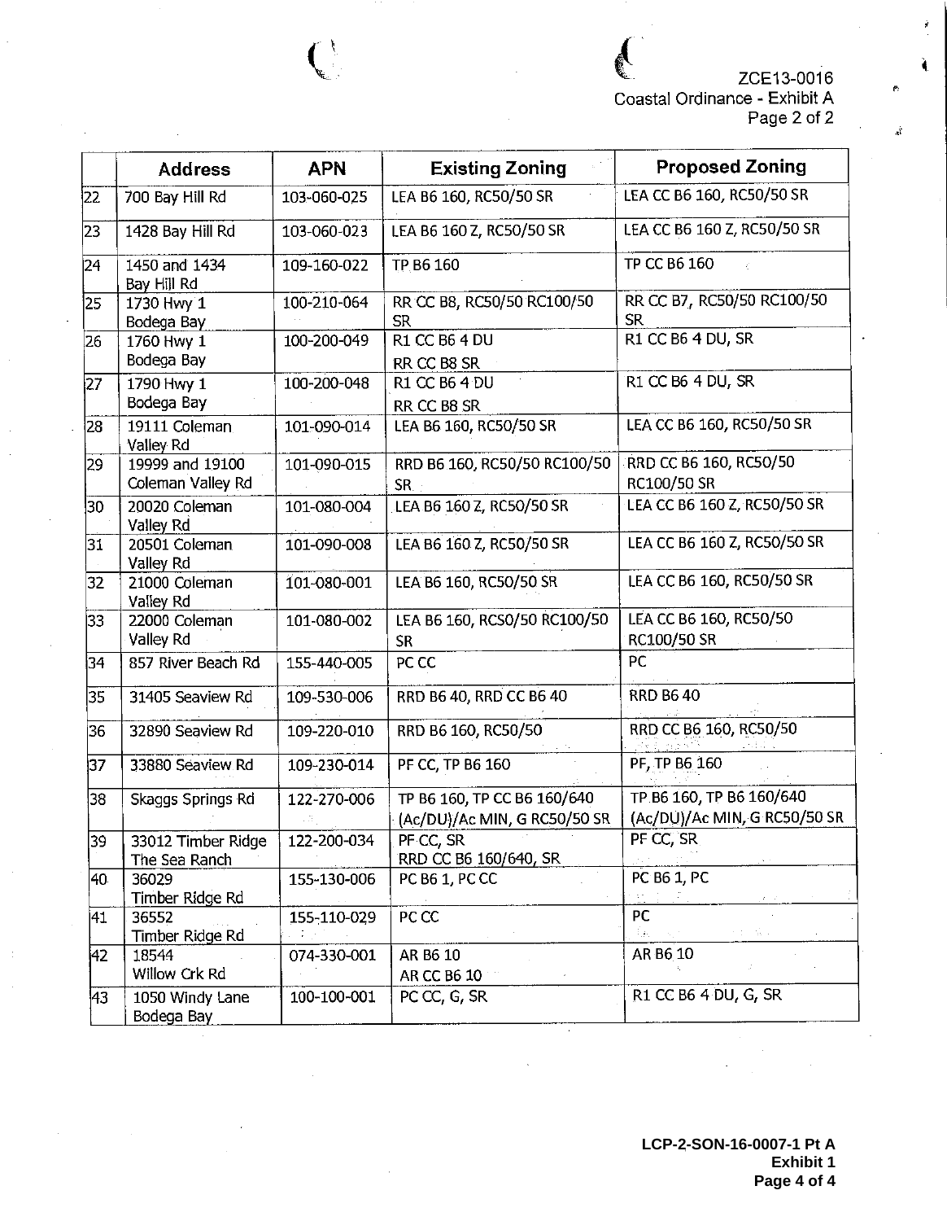ZCE13-0016
Coastal Ordinance - Exhibit A

| | Address | APN | Existing Zoning | Proposed Zoning |
|---|---|---|---|---|
| 22 | 700 Bay Hill Rd | 103-060-025 | LEA B6 160, RC50/50 SR | LEA CC B6 160, RC50/50 SR |
| 23 | 1428 Bay Hill Rd | 103-060-023 | LEA B6 160 Z, RC50/50 SR | LEA CC B6 160 Z, RC50/50 SR |
| 24 | 1450 and 1434 Bay Hill Rd | 109-160-022 | TP B6 160 | TP CC B6 160 |
| 25 | 1730 Hwy 1 Bodega Bay | 100-210-064 | RR CC B8, RC50/50 RC100/50 SR | RR CC B7, RC50/50 RC100/50 SR |
| 26 | 1760 Hwy 1 Bodega Bay | 100-200-049 | R1 CC B6 4 DU RR CC B8 SR | R1 CC B6 4 DU, SR |
| 27 | 1790 Hwy 1 Bodega Bay | 100-200-048 | R1 CC B6 4 DU RR CC B8 SR | R1 CC B6 4 DU, SR |
| 28 | 19111 Coleman Valley Rd | 101-090-014 | LEA B6 160, RC50/50 SR | LEA CC B6 160, RC50/50 SR |
| 29 | 19999 and 19100 Coleman Valley Rd | 101-090-015 | RRD B6 160, RC50/50 RC100/50 SR | RRD CC B6 160, RC50/50 RC100/50 SR |
| 30 | 20020 Coleman Valley Rd | 101-080-004 | LEA B6 160 Z, RC50/50 SR | LEA CC B6 160 Z, RC50/50 SR |
| 31 | 20501 Coleman Valley Rd | 101-090-008 | LEA B6 160 Z, RC50/50 SR | LEA CC B6 160 Z, RC50/50 SR |
| 32 | 21000 Coleman Valley Rd | 101-080-001 | LEA B6 160, RC50/50 SR | LEA CC B6 160, RC50/50 SR |
| 33 | 22000 Coleman Valley Rd | 101-080-002 | LEA B6 160, RC50/50 RC100/50 SR | LEA CC B6 160, RC50/50 RC100/50 SR |
| 34 | 857 River Beach Rd | 155-440-005 | PC CC | PC |
| 35 | 31405 Seaview Rd | 109-530-006 | RRD B6 40, RRD CC B6 40 | RRD B6 40 |
| 36 | 32890 Seaview Rd | 109-220-010 | RRD B6 160, RC50/50 | RRD CC B6 160, RC50/50 |
| 37 | 33880 Seaview Rd | 109-230-014 | PF CC, TP B6 160 | PF, TP B6 160 |
| 38 | Skaggs Springs Rd | 122-270-006 | TP B6 160, TP CC B6 160/640 (Ac/DU)/Ac MIN, G RC50/50 SR | TP B6 160, TP B6 160/640 (Ac/DU)/Ac MIN, G RC50/50 SR |
| 39 | 33012 Timber Ridge The Sea Ranch | 122-200-034 | PF CC, SR RRD CC B6 160/640, SR | PF CC, SR |
| 40 | 36029 Timber Ridge Rd | 155-130-006 | PC B6 1, PC CC | PC B6 1, PC |
| 41 | 36552 Timber Ridge Rd | 155-110-029 | PC CC | PC |
| 42 | 18544 Willow Crk Rd | 074-330-001 | AR B6 10 AR CC B6 10 | AR B6 10 |
| 43 | 1050 Windy Lane Bodega Bay | 100-100-001 | PC CC, G, SR | R1 CC B6 4 DU, G, SR |

**LCP-2-SON-16-0007-1 Pt A**
**Exhibit 1**